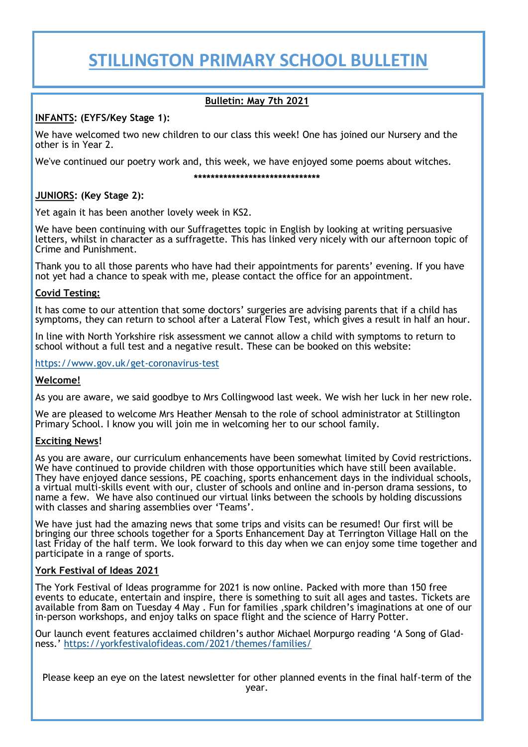# STILLINGTON PRIMARY SCHOOL BULLETIN

**Bulletin: May 7th 2021**

**INFANTS: (EYFS/Key Stage 1):**

We have welcomed two new children to our class this week! One has joined our Nursery and the other is in Year 2.

We've continued our poetry work and, this week, we have enjoyed some poems about witches.

*******************************

**JUNIORS: (Key Stage 2):**

Yet again it has been another lovely week in KS2.

We have been continuing with our Suffragettes topic in English by looking at writing persuasive letters, whilst in character as a suffragette. This has linked very nicely with our afternoon topic of Crime and Punishment.

Thank you to all those parents who have had their appointments for parents' evening. If you have not yet had a chance to speak with me, please contact the office for an appointment.

**Covid Testing:**

It has come to our attention that some doctors' surgeries are advising parents that if a child has symptoms, they can return to school after a Lateral Flow Test, which gives a result in half an hour.

In line with North Yorkshire risk assessment we cannot allow a child with symptoms to return to school without a full test and a negative result. These can be booked on this website:

https://www.gov.uk/get-coronavirus-test

**Welcome!**

As you are aware, we said goodbye to Mrs Collingwood last week. We wish her luck in her new role.

We are pleased to welcome Mrs Heather Mensah to the role of school administrator at Stillington Primary School. I know you will join me in welcoming her to our school family.

**Exciting News!**

As you are aware, our curriculum enhancements have been somewhat limited by Covid restrictions. We have continued to provide children with those opportunities which have still been available. They have enjoyed dance sessions, PE coaching, sports enhancement days in the individual schools, a virtual multi-skills event with our, cluster of schools and online and in-person drama sessions, to name a few. We have also continued our virtual links between the schools by holding discussions with classes and sharing assemblies over 'Teams'.

We have just had the amazing news that some trips and visits can be resumed! Our first will be bringing our three schools together for a Sports Enhancement Day at Terrington Village Hall on the last Friday of the half term. We look forward to this day when we can enjoy some time together and participate in a range of sports.

**York Festival of Ideas 2021**

The York Festival of Ideas programme for 2021 is now online. Packed with more than 150 free events to educate, entertain and inspire, there is something to suit all ages and tastes. Tickets are available from 8am on Tuesday 4 May . Fun for families ,spark children's imaginations at one of our in-person workshops, and enjoy talks on space flight and the science of Harry Potter.

Our launch event features acclaimed children's author Michael Morpurgo reading 'A Song of Gladness.' https://yorkfestivalofideas.com/2021/themes/families/

Please keep an eye on the latest newsletter for other planned events in the final half-term of the year.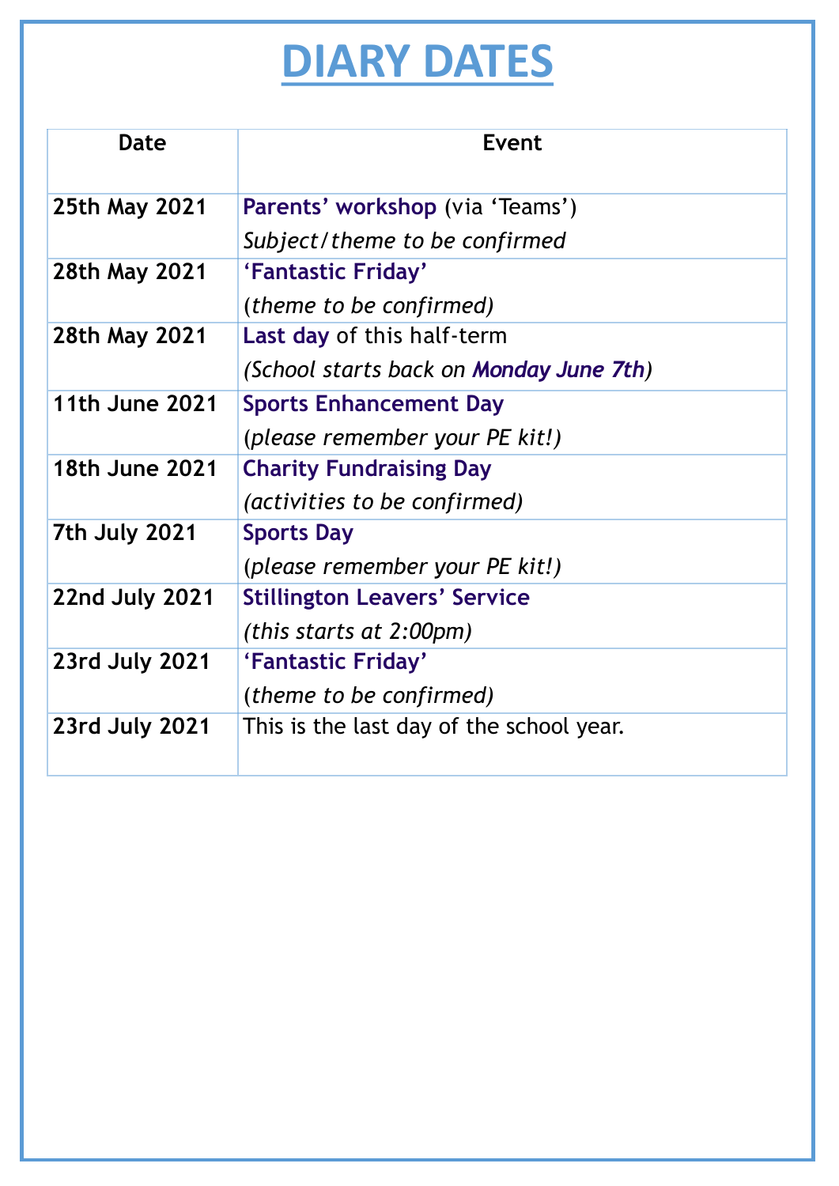# DIARY DATES

| Date | Event |
| --- | --- |
| **25th May 2021** | **Parents' workshop** (via 'Teams')<br>*Subject/theme to be confirmed* |
| **28th May 2021** | **'Fantastic Friday'**<br>(*theme to be confirmed)* |
| **28th May 2021** | **Last day** of this half-term<br>*(School starts back on **Monday June 7th**)* |
| **11th June 2021** | **Sports Enhancement Day**<br>(*please remember your PE kit!)* |
| **18th June 2021** | **Charity Fundraising Day**<br>*(activities to be confirmed)* |
| **7th July 2021** | **Sports Day**<br>(*please remember your PE kit!)* |
| **22nd July 2021** | **Stillington Leavers' Service**<br>*(this starts at 2:00pm)* |
| **23rd July 2021** | **'Fantastic Friday'**<br>(*theme to be confirmed)* |
| **23rd July 2021** | This is the last day of the school year. |